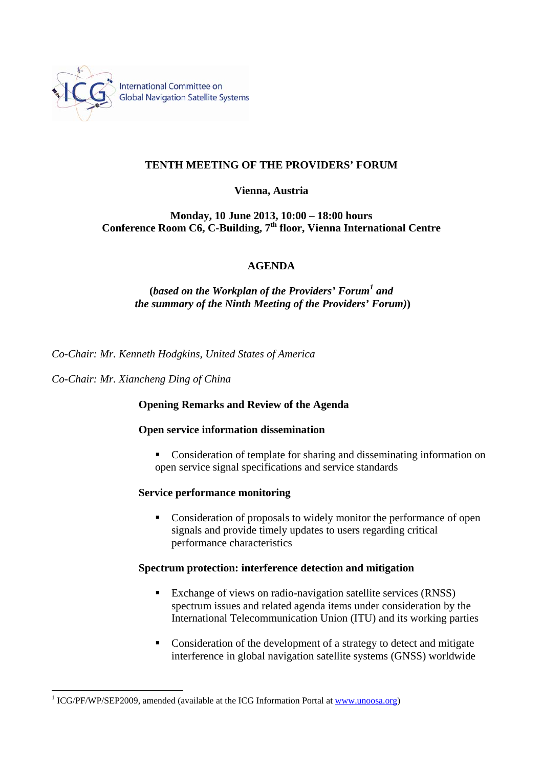International Committee on Global Navigation Satellite Systems

**TENTH MEETING OF THE PROVIDERS' FORUM**

**Vienna, Austria**

**Monday, 10 June 2013, 10:00 – 18:00 hours**
**Conference Room C6, C-Building, 7th floor, Vienna International Centre**

# AGENDA

**(*based on the Workplan of the Providers' Forum*[1] *and the summary of the Ninth Meeting of the Providers' Forum)*)**

*Co-Chair: Mr. Kenneth Hodgkins, United States of America*

*Co-Chair: Mr. Xiancheng Ding of China*

**Opening Remarks and Review of the Agenda**

**Open service information dissemination**

- Consideration of template for sharing and disseminating information on open service signal specifications and service standards

**Service performance monitoring**

- Consideration of proposals to widely monitor the performance of open signals and provide timely updates to users regarding critical performance characteristics

**Spectrum protection: interference detection and mitigation**

- Exchange of views on radio-navigation satellite services (RNSS) spectrum issues and related agenda items under consideration by the International Telecommunication Union (ITU) and its working parties

- Consideration of the development of a strategy to detect and mitigate interference in global navigation satellite systems (GNSS) worldwide

---

[1] ICG/PF/WP/SEP2009, amended (available at the ICG Information Portal at www.unoosa.org)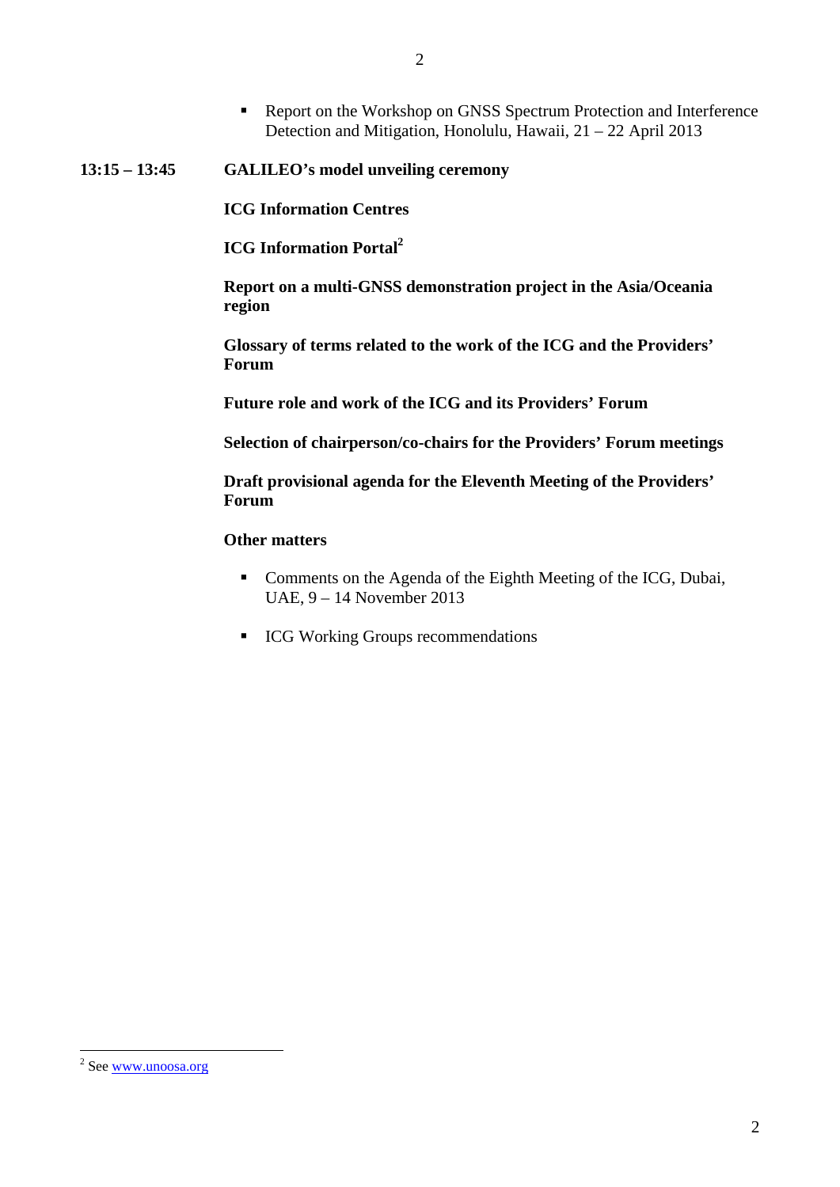- Report on the Workshop on GNSS Spectrum Protection and Interference Detection and Mitigation, Honolulu, Hawaii, 21 – 22 April 2013

**13:15 – 13:45 GALILEO's model unveiling ceremony**

**ICG Information Centres**

**ICG Information Portal**[2]

**Report on a multi-GNSS demonstration project in the Asia/Oceania region**

**Glossary of terms related to the work of the ICG and the Providers' Forum**

**Future role and work of the ICG and its Providers' Forum**

**Selection of chairperson/co-chairs for the Providers' Forum meetings**

**Draft provisional agenda for the Eleventh Meeting of the Providers' Forum**

**Other matters**

- Comments on the Agenda of the Eighth Meeting of the ICG, Dubai, UAE, 9 – 14 November 2013
- ICG Working Groups recommendations

[2] See www.unoosa.org